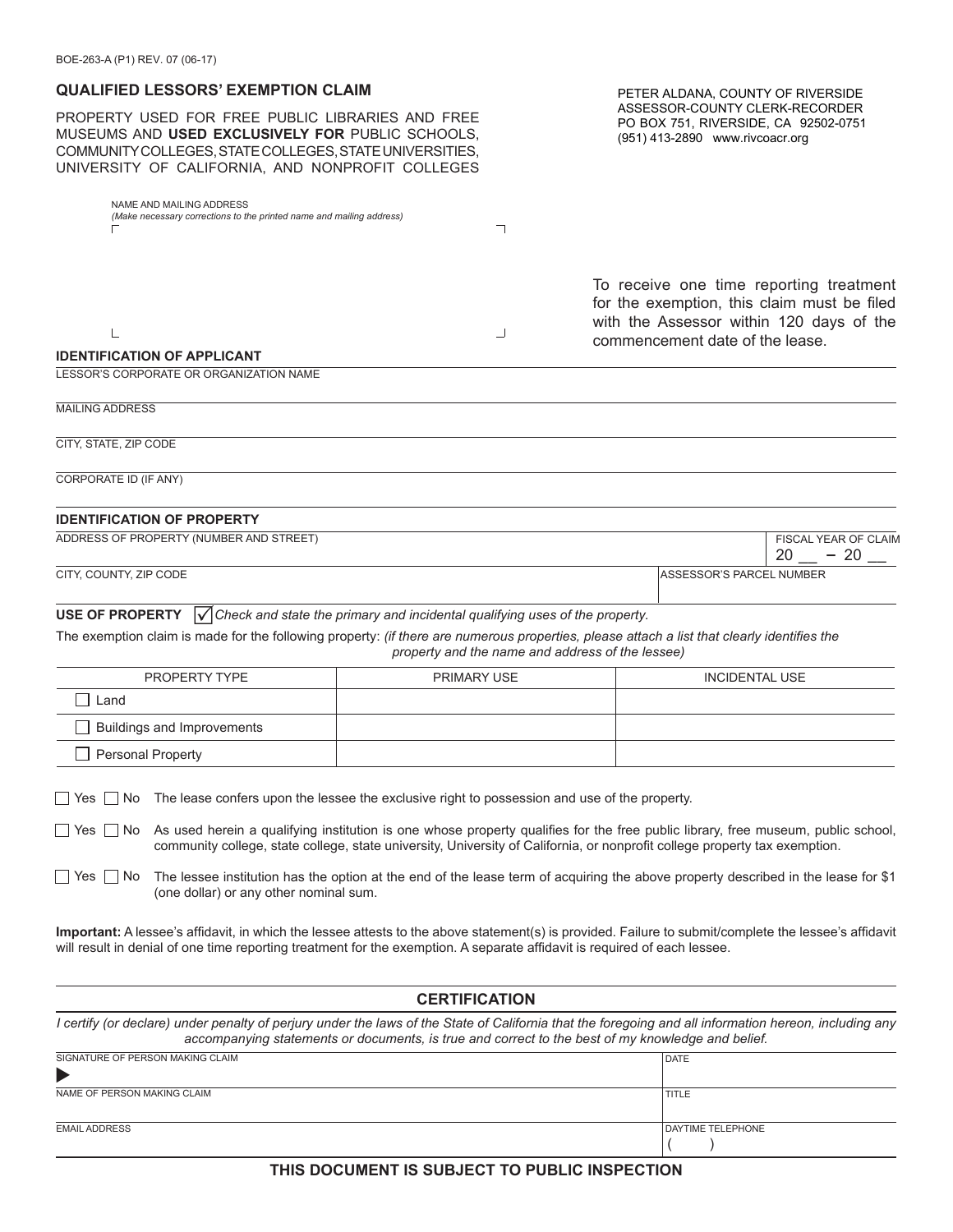BOE-263-A (P1) REV. 07 (06-17)

## QUALIFIED LESSORS' EXEMPTION CLAIM

PROPERTY USED FOR FREE PUBLIC LIBRARIES AND FREE MUSEUMS AND **USED EXCLUSIVELY FOR** PUBLIC SCHOOLS, COMMUNITY COLLEGES, STATE COLLEGES, STATE UNIVERSITIES, UNIVERSITY OF CALIFORNIA, AND NONPROFIT COLLEGES

PETER ALDANA, COUNTY OF RIVERSIDE
ASSESSOR-COUNTY CLERK-RECORDER
PO BOX 751, RIVERSIDE, CA 92502-0751
(951) 413-2890 www.rivcoacr.org

NAME AND MAILING ADDRESS
*(Make necessary corrections to the printed name and mailing address)*

To receive one time reporting treatment for the exemption, this claim must be filed with the Assessor within 120 days of the commencement date of the lease.

### IDENTIFICATION OF APPLICANT

LESSOR'S CORPORATE OR ORGANIZATION NAME

MAILING ADDRESS

CITY, STATE, ZIP CODE

CORPORATE ID (IF ANY)

### IDENTIFICATION OF PROPERTY

| ADDRESS OF PROPERTY (NUMBER AND STREET) | FISCAL YEAR OF CLAIM 20 __ – 20 __ |
|---|---|
| CITY, COUNTY, ZIP CODE | ASSESSOR'S PARCEL NUMBER |

**USE OF PROPERTY** ☑ *Check and state the primary and incidental qualifying uses of the property.*

The exemption claim is made for the following property: *(if there are numerous properties, please attach a list that clearly identifies the property and the name and address of the lessee)*

| PROPERTY TYPE | PRIMARY USE | INCIDENTAL USE |
|---|---|---|
| ☐ Land | | |
| ☐ Buildings and Improvements | | |
| ☐ Personal Property | | |

☐ Yes ☐ No The lease confers upon the lessee the exclusive right to possession and use of the property.

☐ Yes ☐ No As used herein a qualifying institution is one whose property qualifies for the free public library, free museum, public school, community college, state college, state university, University of California, or nonprofit college property tax exemption.

☐ Yes ☐ No The lessee institution has the option at the end of the lease term of acquiring the above property described in the lease for $1 (one dollar) or any other nominal sum.

**Important:** A lessee's affidavit, in which the lessee attests to the above statement(s) is provided. Failure to submit/complete the lessee's affidavit will result in denial of one time reporting treatment for the exemption. A separate affidavit is required of each lessee.

### CERTIFICATION

*I certify (or declare) under penalty of perjury under the laws of the State of California that the foregoing and all information hereon, including any accompanying statements or documents, is true and correct to the best of my knowledge and belief.*

| SIGNATURE OF PERSON MAKING CLAIM ▶ | DATE |
|---|---|
| NAME OF PERSON MAKING CLAIM | TITLE |
| EMAIL ADDRESS | DAYTIME TELEPHONE ( ) |

**THIS DOCUMENT IS SUBJECT TO PUBLIC INSPECTION**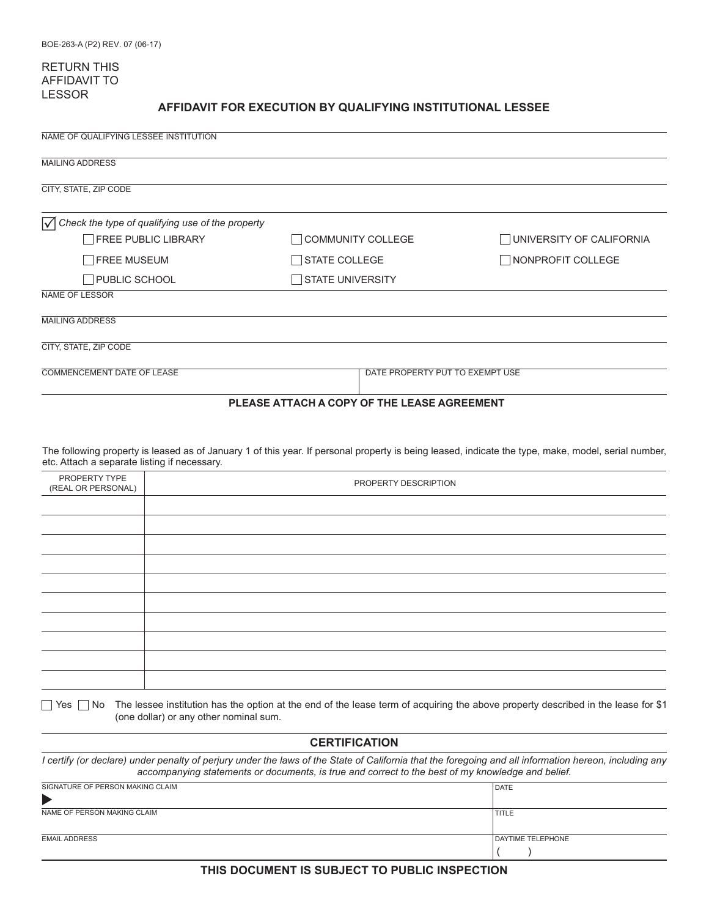BOE-263-A (P2) REV. 07 (06-17)

RETURN THIS AFFIDAVIT TO LESSOR

## AFFIDAVIT FOR EXECUTION BY QUALIFYING INSTITUTIONAL LESSEE

NAME OF QUALIFYING LESSEE INSTITUTION

MAILING ADDRESS

CITY, STATE, ZIP CODE

✓ *Check the type of qualifying use of the property*

- ☐ FREE PUBLIC LIBRARY
- ☐ COMMUNITY COLLEGE
- ☐ UNIVERSITY OF CALIFORNIA
- ☐ FREE MUSEUM
- ☐ STATE COLLEGE
- ☐ NONPROFIT COLLEGE
- ☐ PUBLIC SCHOOL
- ☐ STATE UNIVERSITY

NAME OF LESSOR

MAILING ADDRESS

CITY, STATE, ZIP CODE

| COMMENCEMENT DATE OF LEASE | DATE PROPERTY PUT TO EXEMPT USE |
|---|---|
| | |

**PLEASE ATTACH A COPY OF THE LEASE AGREEMENT**

The following property is leased as of January 1 of this year. If personal property is being leased, indicate the type, make, model, serial number, etc. Attach a separate listing if necessary.

| PROPERTY TYPE (REAL OR PERSONAL) | PROPERTY DESCRIPTION |
|---|---|
| | |
| | |
| | |
| | |
| | |
| | |
| | |
| | |
| | |
| | |

☐ Yes ☐ No The lessee institution has the option at the end of the lease term of acquiring the above property described in the lease for $1 (one dollar) or any other nominal sum.

## CERTIFICATION

*I certify (or declare) under penalty of perjury under the laws of the State of California that the foregoing and all information hereon, including any accompanying statements or documents, is true and correct to the best of my knowledge and belief.*

| SIGNATURE OF PERSON MAKING CLAIM | DATE |
|---|---|
| ▶ | |
| NAME OF PERSON MAKING CLAIM | TITLE |
| | |
| EMAIL ADDRESS | DAYTIME TELEPHONE |
| | ( ) |

**THIS DOCUMENT IS SUBJECT TO PUBLIC INSPECTION**